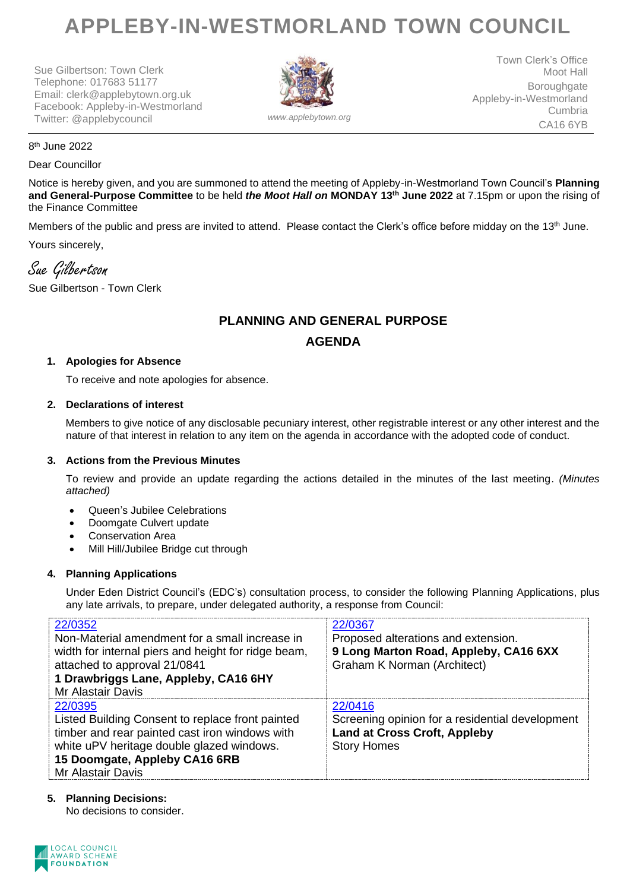# APPLEBY-IN-WESTMORLAND TOWN COUNCIL

Sue Gilbertson: Town Clerk
Telephone: 017683 51177
Email: clerk@applebytown.org.uk
Facebook: Appleby-in-Westmorland
Twitter: @applebycouncil

www.applebytown.org

Town Clerk's Office
Moot Hall
Boroughgate
Appleby-in-Westmorland
Cumbria
CA16 6YB

8th June 2022

Dear Councillor

Notice is hereby given, and you are summoned to attend the meeting of Appleby-in-Westmorland Town Council's **Planning and General-Purpose Committee** to be held ***the Moot Hall on*** **MONDAY 13th June 2022** at 7.15pm or upon the rising of the Finance Committee

Members of the public and press are invited to attend. Please contact the Clerk's office before midday on the 13th June.

Yours sincerely,

*Sue Gilbertson*

Sue Gilbertson - Town Clerk

## PLANNING AND GENERAL PURPOSE AGENDA

1. **Apologies for Absence**

   To receive and note apologies for absence.

2. **Declarations of interest**

   Members to give notice of any disclosable pecuniary interest, other registrable interest or any other interest and the nature of that interest in relation to any item on the agenda in accordance with the adopted code of conduct.

3. **Actions from the Previous Minutes**

   To review and provide an update regarding the actions detailed in the minutes of the last meeting. *(Minutes attached)*

   - Queen's Jubilee Celebrations
   - Doomgate Culvert update
   - Conservation Area
   - Mill Hill/Jubilee Bridge cut through

4. **Planning Applications**

   Under Eden District Council's (EDC's) consultation process, to consider the following Planning Applications, plus any late arrivals, to prepare, under delegated authority, a response from Council:

| | |
|---|---|
| 22/0352<br>Non-Material amendment for a small increase in width for internal piers and height for ridge beam, attached to approval 21/0841<br>**1 Drawbriggs Lane, Appleby, CA16 6HY**<br>Mr Alastair Davis | 22/0367<br>Proposed alterations and extension.<br>**9 Long Marton Road, Appleby, CA16 6XX**<br>Graham K Norman (Architect) |
| 22/0395<br>Listed Building Consent to replace front painted timber and rear painted cast iron windows with white uPV heritage double glazed windows.<br>**15 Doomgate, Appleby CA16 6RB**<br>Mr Alastair Davis | 22/0416<br>Screening opinion for a residential development<br>**Land at Cross Croft, Appleby**<br>Story Homes |

5. **Planning Decisions:**

   No decisions to consider.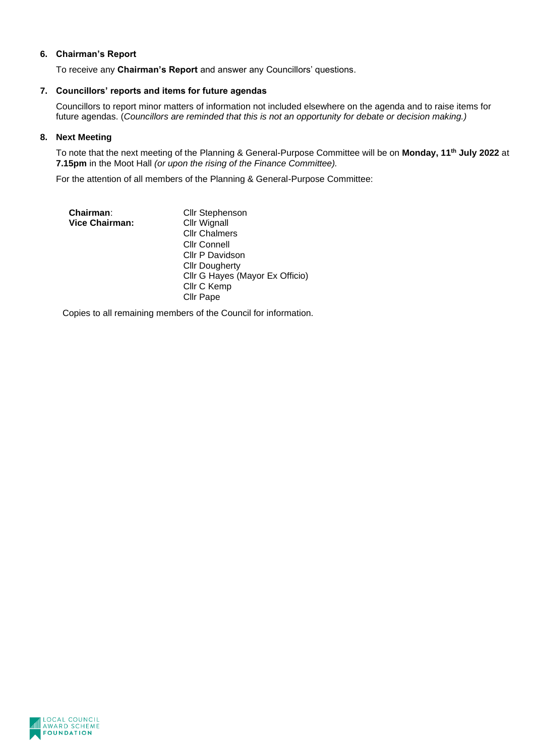**6. Chairman's Report**

To receive any **Chairman's Report** and answer any Councillors' questions.

**7. Councillors' reports and items for future agendas**

Councillors to report minor matters of information not included elsewhere on the agenda and to raise items for future agendas. (*Councillors are reminded that this is not an opportunity for debate or decision making.)*

**8. Next Meeting**

To note that the next meeting of the Planning & General-Purpose Committee will be on **Monday, 11th July 2022** at **7.15pm** in the Moot Hall *(or upon the rising of the Finance Committee).*

For the attention of all members of the Planning & General-Purpose Committee:

| | |
|---|---|
| **Chairman**: | Cllr Stephenson |
| **Vice Chairman:** | Cllr Wignall |
| | Cllr Chalmers |
| | Cllr Connell |
| | Cllr P Davidson |
| | Cllr Dougherty |
| | Cllr G Hayes (Mayor Ex Officio) |
| | Cllr C Kemp |
| | Cllr Pape |

Copies to all remaining members of the Council for information.

LOCAL COUNCIL AWARD SCHEME FOUNDATION